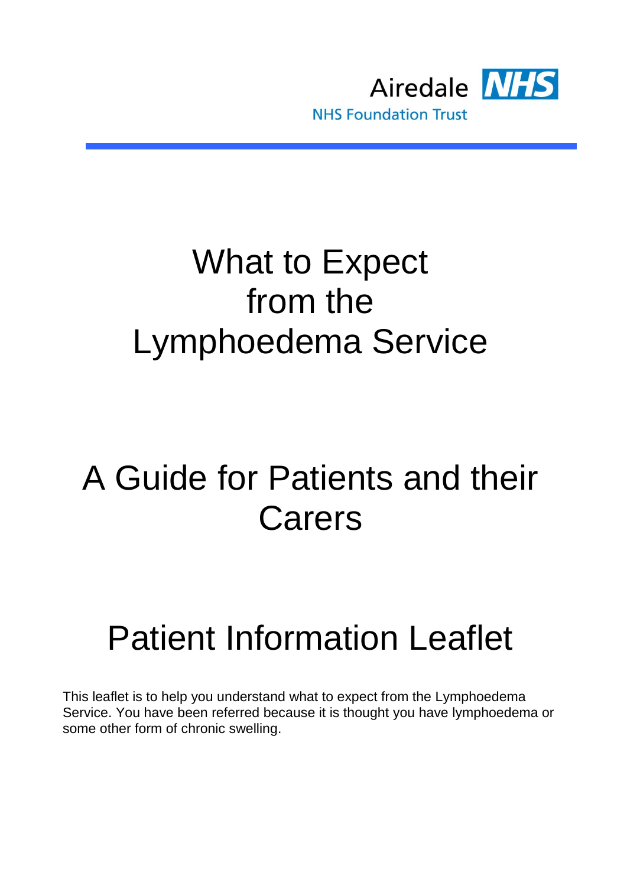Airedale NHS

NHS Foundation Trust

# What to Expect from the Lymphoedema Service

## A Guide for Patients and their Carers

## Patient Information Leaflet

This leaflet is to help you understand what to expect from the Lymphoedema Service. You have been referred because it is thought you have lymphoedema or some other form of chronic swelling.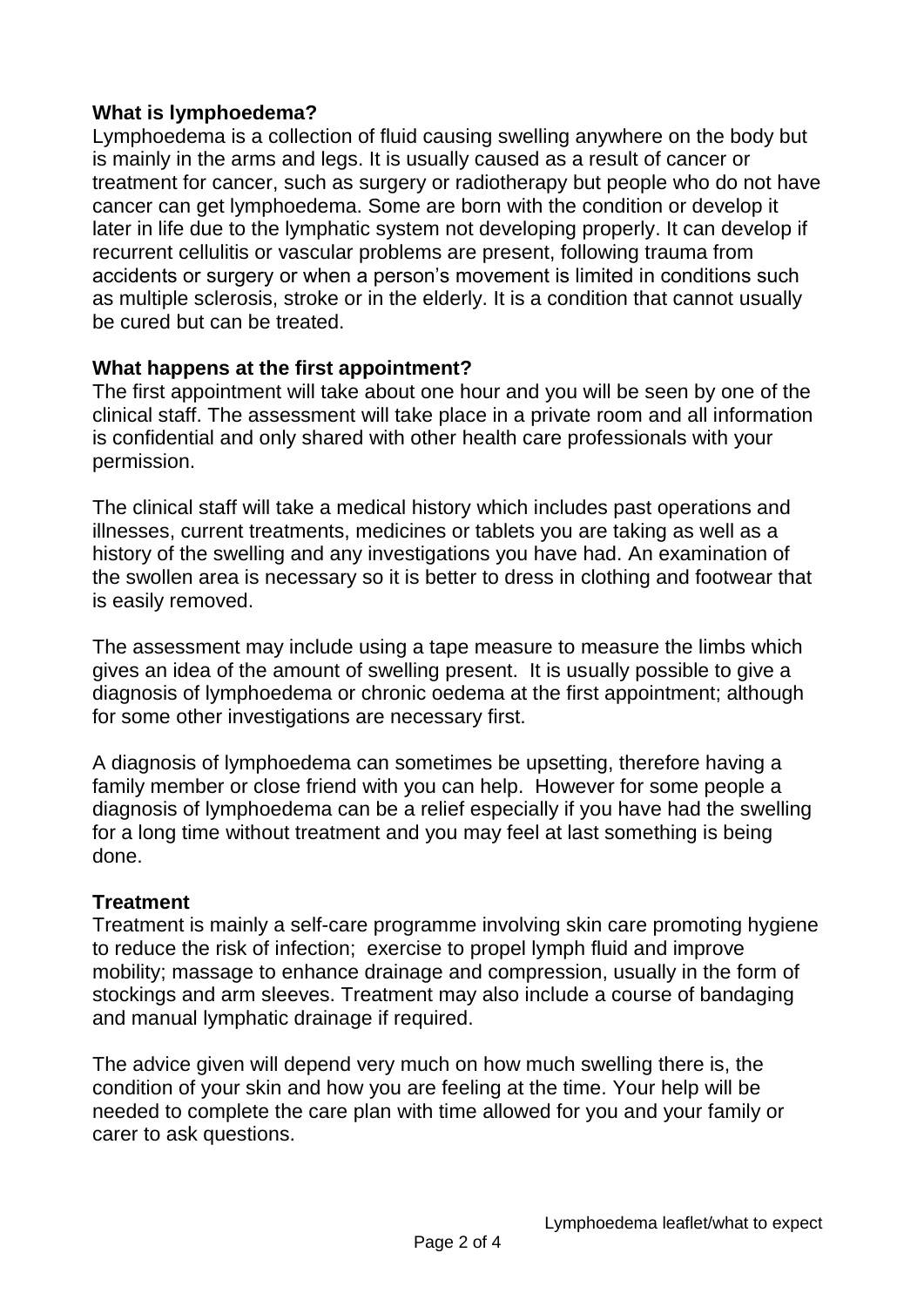## What is lymphoedema?

Lymphoedema is a collection of fluid causing swelling anywhere on the body but is mainly in the arms and legs. It is usually caused as a result of cancer or treatment for cancer, such as surgery or radiotherapy but people who do not have cancer can get lymphoedema. Some are born with the condition or develop it later in life due to the lymphatic system not developing properly. It can develop if recurrent cellulitis or vascular problems are present, following trauma from accidents or surgery or when a person's movement is limited in conditions such as multiple sclerosis, stroke or in the elderly. It is a condition that cannot usually be cured but can be treated.

## What happens at the first appointment?

The first appointment will take about one hour and you will be seen by one of the clinical staff. The assessment will take place in a private room and all information is confidential and only shared with other health care professionals with your permission.

The clinical staff will take a medical history which includes past operations and illnesses, current treatments, medicines or tablets you are taking as well as a history of the swelling and any investigations you have had. An examination of the swollen area is necessary so it is better to dress in clothing and footwear that is easily removed.

The assessment may include using a tape measure to measure the limbs which gives an idea of the amount of swelling present. It is usually possible to give a diagnosis of lymphoedema or chronic oedema at the first appointment; although for some other investigations are necessary first.

A diagnosis of lymphoedema can sometimes be upsetting, therefore having a family member or close friend with you can help. However for some people a diagnosis of lymphoedema can be a relief especially if you have had the swelling for a long time without treatment and you may feel at last something is being done.

## Treatment

Treatment is mainly a self-care programme involving skin care promoting hygiene to reduce the risk of infection; exercise to propel lymph fluid and improve mobility; massage to enhance drainage and compression, usually in the form of stockings and arm sleeves. Treatment may also include a course of bandaging and manual lymphatic drainage if required.

The advice given will depend very much on how much swelling there is, the condition of your skin and how you are feeling at the time. Your help will be needed to complete the care plan with time allowed for you and your family or carer to ask questions.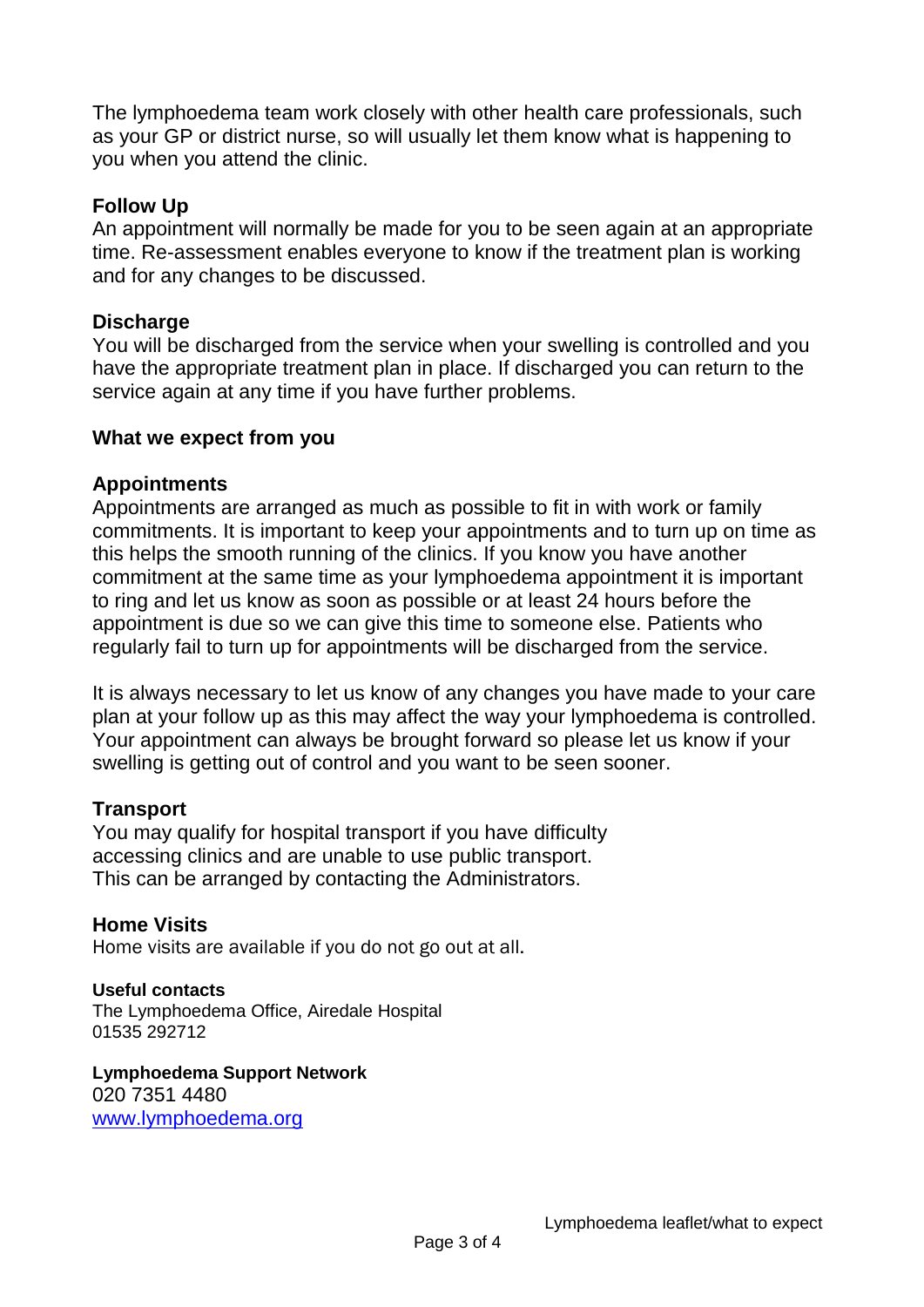The lymphoedema team work closely with other health care professionals, such as your GP or district nurse, so will usually let them know what is happening to you when you attend the clinic.

### Follow Up

An appointment will normally be made for you to be seen again at an appropriate time. Re-assessment enables everyone to know if the treatment plan is working and for any changes to be discussed.

### Discharge

You will be discharged from the service when your swelling is controlled and you have the appropriate treatment plan in place. If discharged you can return to the service again at any time if you have further problems.

## What we expect from you

### Appointments

Appointments are arranged as much as possible to fit in with work or family commitments. It is important to keep your appointments and to turn up on time as this helps the smooth running of the clinics. If you know you have another commitment at the same time as your lymphoedema appointment it is important to ring and let us know as soon as possible or at least 24 hours before the appointment is due so we can give this time to someone else. Patients who regularly fail to turn up for appointments will be discharged from the service.

It is always necessary to let us know of any changes you have made to your care plan at your follow up as this may affect the way your lymphoedema is controlled. Your appointment can always be brought forward so please let us know if your swelling is getting out of control and you want to be seen sooner.

### Transport

You may qualify for hospital transport if you have difficulty accessing clinics and are unable to use public transport. This can be arranged by contacting the Administrators.

### Home Visits

Home visits are available if you do not go out at all.

**Useful contacts**

The Lymphoedema Office, Airedale Hospital
01535 292712

**Lymphoedema Support Network**
020 7351 4480
www.lymphoedema.org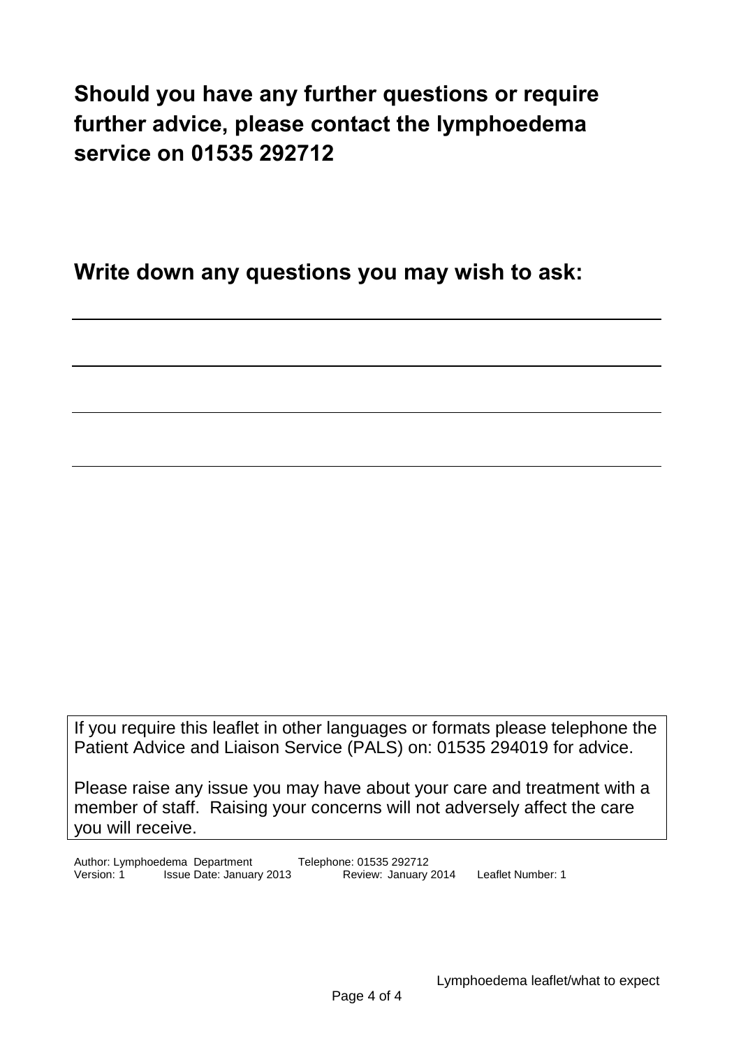**Should you have any further questions or require further advice, please contact the lymphoedema service on 01535 292712**

**Write down any questions you may wish to ask:**

If you require this leaflet in other languages or formats please telephone the Patient Advice and Liaison Service (PALS) on: 01535 294019 for advice.

Please raise any issue you may have about your care and treatment with a member of staff. Raising your concerns will not adversely affect the care you will receive.

Author: Lymphoedema Department Telephone: 01535 292712
Version: 1 Issue Date: January 2013 Review: January 2014 Leaflet Number: 1